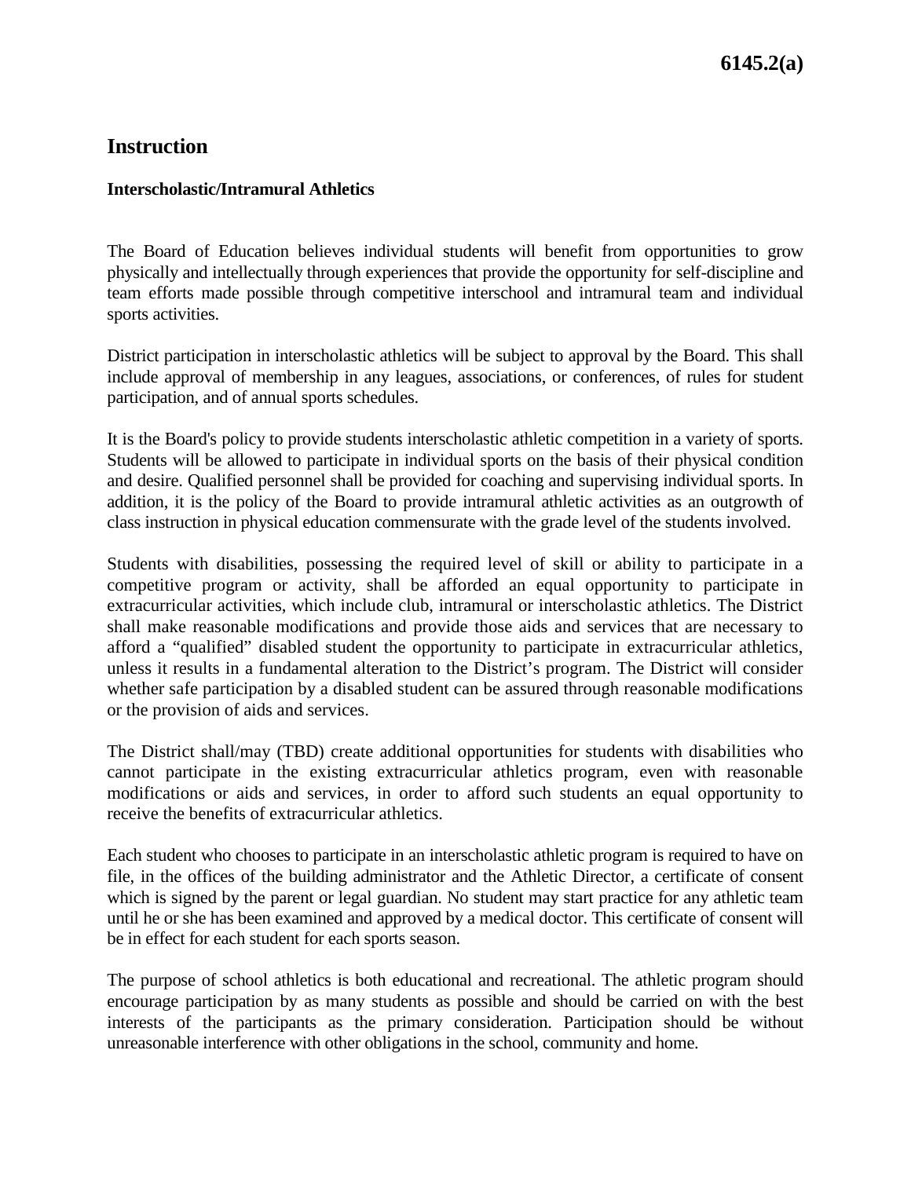# Instruction

## Interscholastic/Intramural Athletics

The Board of Education believes individual students will benefit from opportunities to grow physically and intellectually through experiences that provide the opportunity for self-discipline and team efforts made possible through competitive interschool and intramural team and individual sports activities.

District participation in interscholastic athletics will be subject to approval by the Board. This shall include approval of membership in any leagues, associations, or conferences, of rules for student participation, and of annual sports schedules.

It is the Board's policy to provide students interscholastic athletic competition in a variety of sports. Students will be allowed to participate in individual sports on the basis of their physical condition and desire. Qualified personnel shall be provided for coaching and supervising individual sports. In addition, it is the policy of the Board to provide intramural athletic activities as an outgrowth of class instruction in physical education commensurate with the grade level of the students involved.

Students with disabilities, possessing the required level of skill or ability to participate in a competitive program or activity, shall be afforded an equal opportunity to participate in extracurricular activities, which include club, intramural or interscholastic athletics. The District shall make reasonable modifications and provide those aids and services that are necessary to afford a "qualified" disabled student the opportunity to participate in extracurricular athletics, unless it results in a fundamental alteration to the District's program. The District will consider whether safe participation by a disabled student can be assured through reasonable modifications or the provision of aids and services.

The District shall/may (TBD) create additional opportunities for students with disabilities who cannot participate in the existing extracurricular athletics program, even with reasonable modifications or aids and services, in order to afford such students an equal opportunity to receive the benefits of extracurricular athletics.

Each student who chooses to participate in an interscholastic athletic program is required to have on file, in the offices of the building administrator and the Athletic Director, a certificate of consent which is signed by the parent or legal guardian. No student may start practice for any athletic team until he or she has been examined and approved by a medical doctor. This certificate of consent will be in effect for each student for each sports season.

The purpose of school athletics is both educational and recreational. The athletic program should encourage participation by as many students as possible and should be carried on with the best interests of the participants as the primary consideration. Participation should be without unreasonable interference with other obligations in the school, community and home.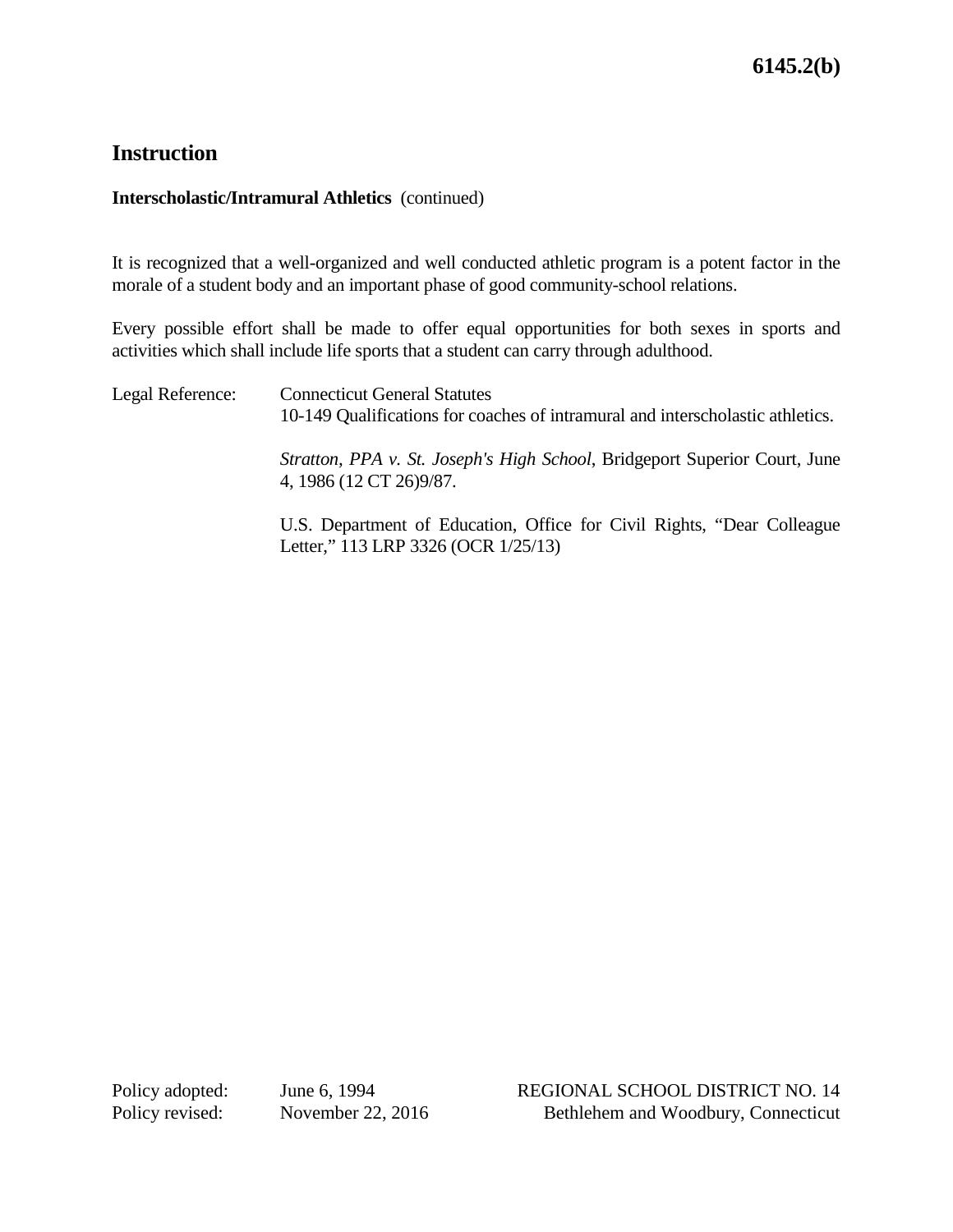## Instruction

**Interscholastic/Intramural Athletics** (continued)

It is recognized that a well-organized and well conducted athletic program is a potent factor in the morale of a student body and an important phase of good community-school relations.

Every possible effort shall be made to offer equal opportunities for both sexes in sports and activities which shall include life sports that a student can carry through adulthood.

Legal Reference: Connecticut General Statutes
10-149 Qualifications for coaches of intramural and interscholastic athletics.

*Stratton, PPA v. St. Joseph's High School*, Bridgeport Superior Court, June 4, 1986 (12 CT 26)9/87.

U.S. Department of Education, Office for Civil Rights, "Dear Colleague Letter," 113 LRP 3326 (OCR 1/25/13)

Policy adopted: June 6, 1994
Policy revised: November 22, 2016

REGIONAL SCHOOL DISTRICT NO. 14
Bethlehem and Woodbury, Connecticut